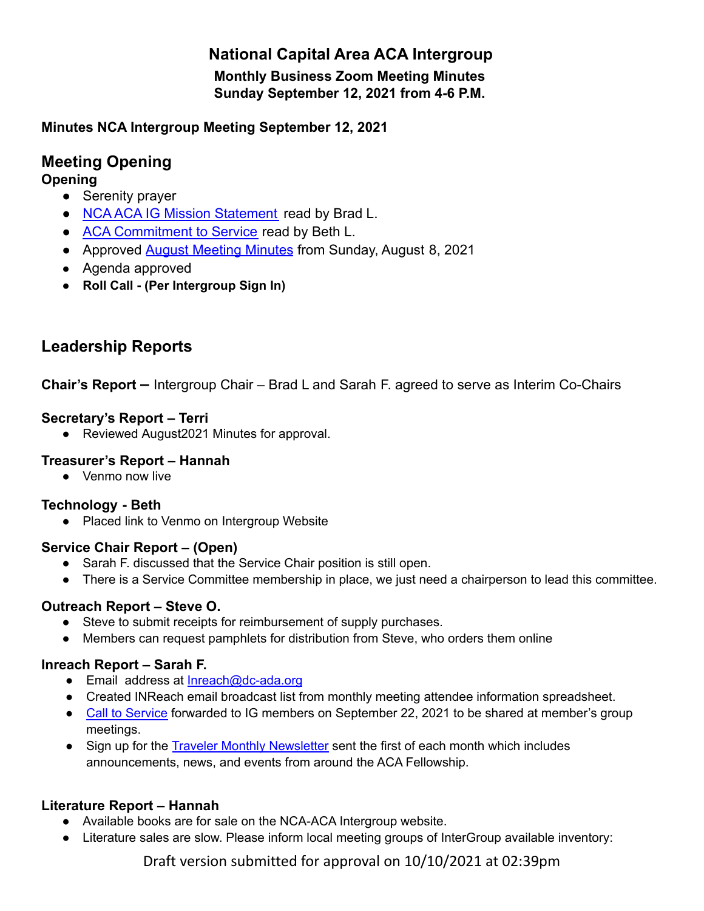# National Capital Area ACA Intergroup

**Monthly Business Zoom Meeting Minutes**
**Sunday September 12, 2021 from 4-6 P.M.**

**Minutes NCA Intergroup Meeting September 12, 2021**

## Meeting Opening

### Opening

- Serenity prayer
- NCA ACA IG Mission Statement read by Brad L.
- ACA Commitment to Service read by Beth L.
- Approved August Meeting Minutes from Sunday, August 8, 2021
- Agenda approved
- **Roll Call - (Per Intergroup Sign In)**

## Leadership Reports

**Chair's Report –** Intergroup Chair – Brad L and Sarah F. agreed to serve as Interim Co-Chairs

### Secretary's Report – Terri

- Reviewed August2021 Minutes for approval.

### Treasurer's Report – Hannah

- Venmo now live

### Technology - Beth

- Placed link to Venmo on Intergroup Website

### Service Chair Report – (Open)

- Sarah F. discussed that the Service Chair position is still open.
- There is a Service Committee membership in place, we just need a chairperson to lead this committee.

### Outreach Report – Steve O.

- Steve to submit receipts for reimbursement of supply purchases.
- Members can request pamphlets for distribution from Steve, who orders them online

### Inreach Report – Sarah F.

- Email address at Inreach@dc-ada.org
- Created INReach email broadcast list from monthly meeting attendee information spreadsheet.
- Call to Service forwarded to IG members on September 22, 2021 to be shared at member's group meetings.
- Sign up for the Traveler Monthly Newsletter sent the first of each month which includes announcements, news, and events from around the ACA Fellowship.

### Literature Report – Hannah

- Available books are for sale on the NCA-ACA Intergroup website.
- Literature sales are slow. Please inform local meeting groups of InterGroup available inventory:

Draft version submitted for approval on 10/10/2021 at 02:39pm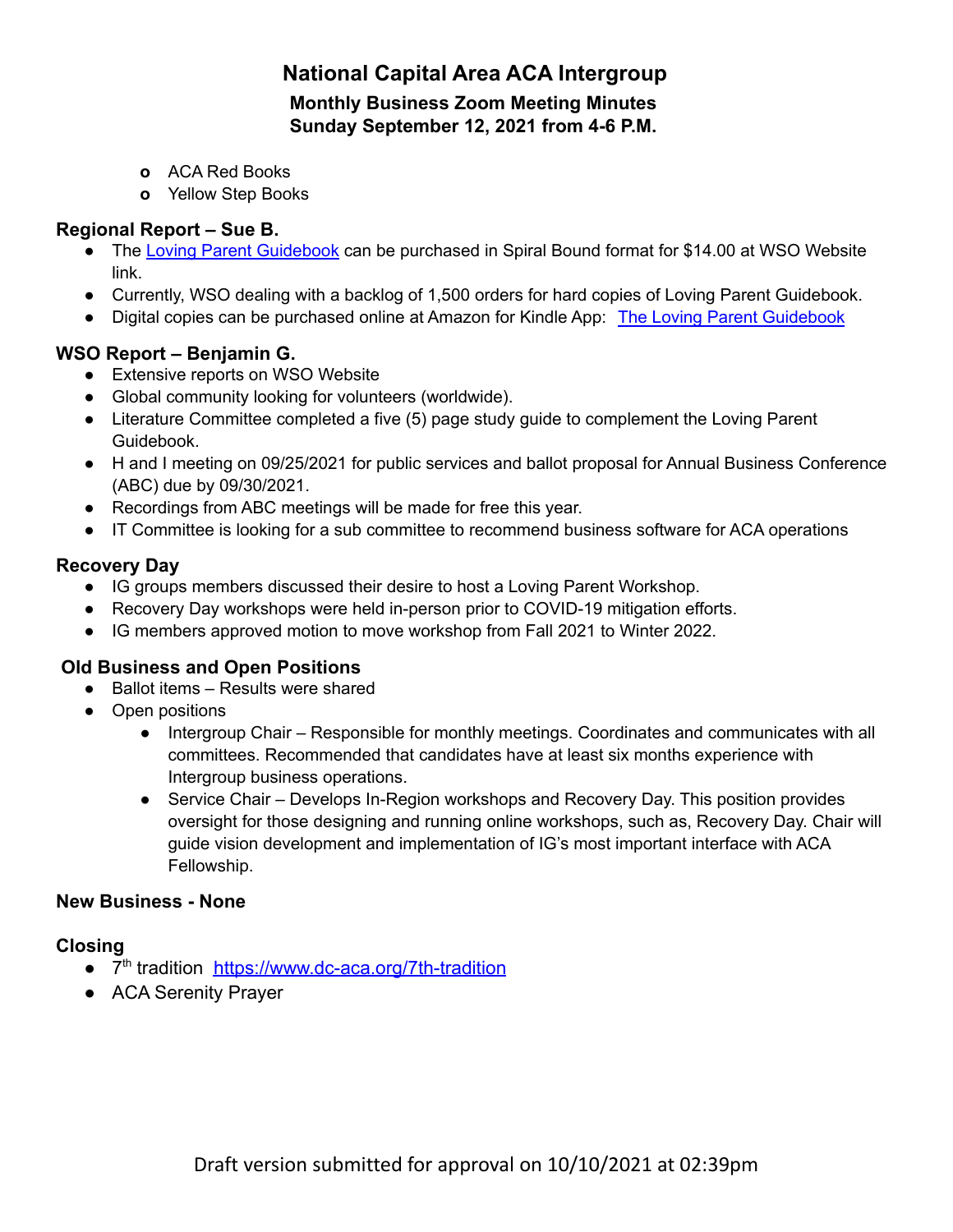# National Capital Area ACA Intergroup

## Monthly Business Zoom Meeting Minutes
## Sunday September 12, 2021 from 4-6 P.M.

- ACA Red Books
- Yellow Step Books

### Regional Report – Sue B.

- The Loving Parent Guidebook can be purchased in Spiral Bound format for $14.00 at WSO Website link.
- Currently, WSO dealing with a backlog of 1,500 orders for hard copies of Loving Parent Guidebook.
- Digital copies can be purchased online at Amazon for Kindle App: The Loving Parent Guidebook

### WSO Report – Benjamin G.

- Extensive reports on WSO Website
- Global community looking for volunteers (worldwide).
- Literature Committee completed a five (5) page study guide to complement the Loving Parent Guidebook.
- H and I meeting on 09/25/2021 for public services and ballot proposal for Annual Business Conference (ABC) due by 09/30/2021.
- Recordings from ABC meetings will be made for free this year.
- IT Committee is looking for a sub committee to recommend business software for ACA operations

### Recovery Day

- IG groups members discussed their desire to host a Loving Parent Workshop.
- Recovery Day workshops were held in-person prior to COVID-19 mitigation efforts.
- IG members approved motion to move workshop from Fall 2021 to Winter 2022.

### Old Business and Open Positions

- Ballot items – Results were shared
- Open positions
  - Intergroup Chair – Responsible for monthly meetings. Coordinates and communicates with all committees. Recommended that candidates have at least six months experience with Intergroup business operations.
  - Service Chair – Develops In-Region workshops and Recovery Day. This position provides oversight for those designing and running online workshops, such as, Recovery Day. Chair will guide vision development and implementation of IG's most important interface with ACA Fellowship.

### New Business - None

### Closing

- 7th tradition https://www.dc-aca.org/7th-tradition
- ACA Serenity Prayer

Draft version submitted for approval on 10/10/2021 at 02:39pm